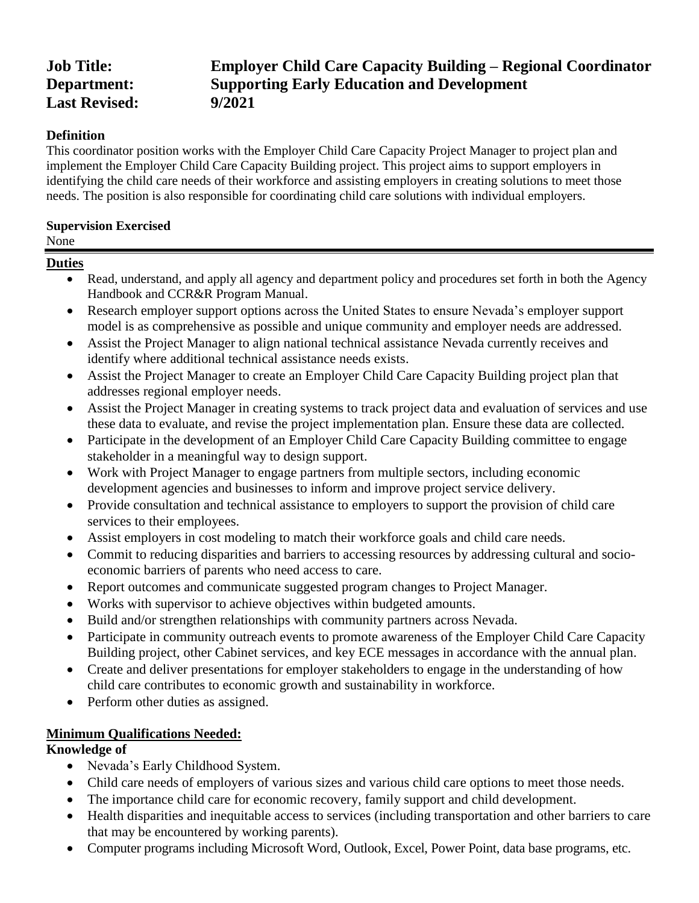**Job Title:** **Employer Child Care Capacity Building – Regional Coordinator**
**Department:** **Supporting Early Education and Development**
**Last Revised:** **9/2021**

**Definition**

This coordinator position works with the Employer Child Care Capacity Project Manager to project plan and implement the Employer Child Care Capacity Building project. This project aims to support employers in identifying the child care needs of their workforce and assisting employers in creating solutions to meet those needs. The position is also responsible for coordinating child care solutions with individual employers.

**Supervision Exercised**

None

---

**Duties**

- Read, understand, and apply all agency and department policy and procedures set forth in both the Agency Handbook and CCR&R Program Manual.
- Research employer support options across the United States to ensure Nevada's employer support model is as comprehensive as possible and unique community and employer needs are addressed.
- Assist the Project Manager to align national technical assistance Nevada currently receives and identify where additional technical assistance needs exists.
- Assist the Project Manager to create an Employer Child Care Capacity Building project plan that addresses regional employer needs.
- Assist the Project Manager in creating systems to track project data and evaluation of services and use these data to evaluate, and revise the project implementation plan. Ensure these data are collected.
- Participate in the development of an Employer Child Care Capacity Building committee to engage stakeholder in a meaningful way to design support.
- Work with Project Manager to engage partners from multiple sectors, including economic development agencies and businesses to inform and improve project service delivery.
- Provide consultation and technical assistance to employers to support the provision of child care services to their employees.
- Assist employers in cost modeling to match their workforce goals and child care needs.
- Commit to reducing disparities and barriers to accessing resources by addressing cultural and socio-economic barriers of parents who need access to care.
- Report outcomes and communicate suggested program changes to Project Manager.
- Works with supervisor to achieve objectives within budgeted amounts.
- Build and/or strengthen relationships with community partners across Nevada.
- Participate in community outreach events to promote awareness of the Employer Child Care Capacity Building project, other Cabinet services, and key ECE messages in accordance with the annual plan.
- Create and deliver presentations for employer stakeholders to engage in the understanding of how child care contributes to economic growth and sustainability in workforce.
- Perform other duties as assigned.

**Minimum Qualifications Needed:**

**Knowledge of**

- Nevada's Early Childhood System.
- Child care needs of employers of various sizes and various child care options to meet those needs.
- The importance child care for economic recovery, family support and child development.
- Health disparities and inequitable access to services (including transportation and other barriers to care that may be encountered by working parents).
- Computer programs including Microsoft Word, Outlook, Excel, Power Point, data base programs, etc.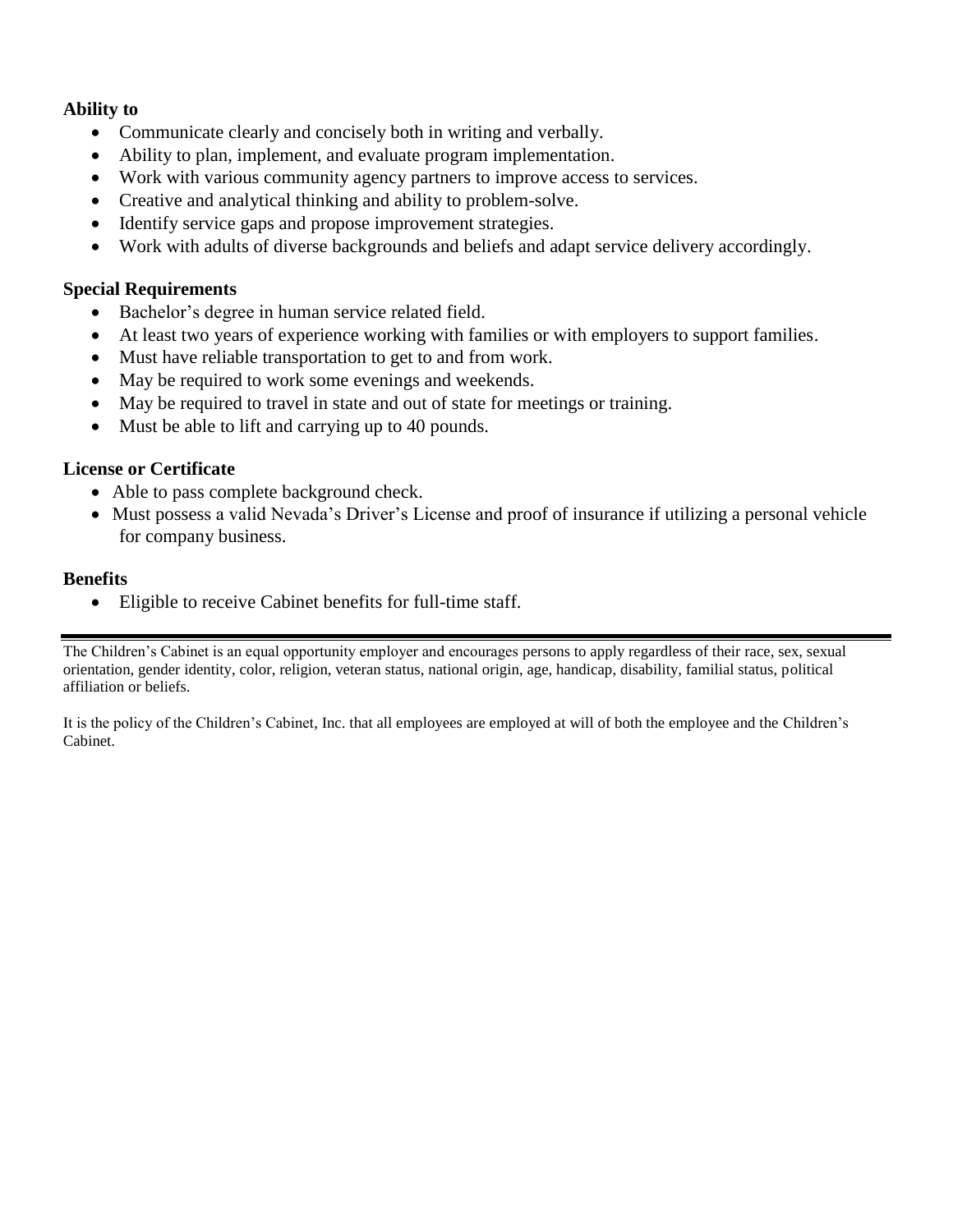**Ability to**

- Communicate clearly and concisely both in writing and verbally.
- Ability to plan, implement, and evaluate program implementation.
- Work with various community agency partners to improve access to services.
- Creative and analytical thinking and ability to problem-solve.
- Identify service gaps and propose improvement strategies.
- Work with adults of diverse backgrounds and beliefs and adapt service delivery accordingly.

**Special Requirements**

- Bachelor's degree in human service related field.
- At least two years of experience working with families or with employers to support families.
- Must have reliable transportation to get to and from work.
- May be required to work some evenings and weekends.
- May be required to travel in state and out of state for meetings or training.
- Must be able to lift and carrying up to 40 pounds.

**License or Certificate**

- Able to pass complete background check.
- Must possess a valid Nevada's Driver's License and proof of insurance if utilizing a personal vehicle for company business.

**Benefits**

- Eligible to receive Cabinet benefits for full-time staff.

---

The Children's Cabinet is an equal opportunity employer and encourages persons to apply regardless of their race, sex, sexual orientation, gender identity, color, religion, veteran status, national origin, age, handicap, disability, familial status, political affiliation or beliefs.

It is the policy of the Children's Cabinet, Inc. that all employees are employed at will of both the employee and the Children's Cabinet.